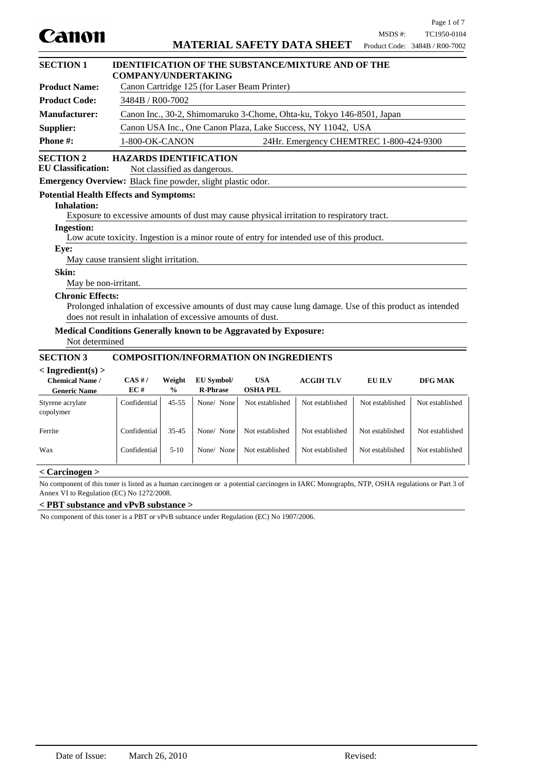# Canon

## MATERIAL SAFETY DATA SHEET

MSDS #: TC1950-0104
Product Code: 3484B / R00-7002

## SECTION 1 IDENTIFICATION OF THE SUBSTANCE/MIXTURE AND OF THE COMPANY/UNDERTAKING

**Product Name:** Canon Cartridge 125 (for Laser Beam Printer)

**Product Code:** 3484B / R00-7002

**Manufacturer:** Canon Inc., 30-2, Shimomaruko 3-Chome, Ohta-ku, Tokyo 146-8501, Japan

**Supplier:** Canon USA Inc., One Canon Plaza, Lake Success, NY 11042, USA

**Phone #:** 1-800-OK-CANON 24Hr. Emergency CHEMTREC 1-800-424-9300

## SECTION 2 HAZARDS IDENTIFICATION

**EU Classification:** Not classified as dangerous.

**Emergency Overview:** Black fine powder, slight plastic odor.

**Potential Health Effects and Symptoms:**

**Inhalation:**
Exposure to excessive amounts of dust may cause physical irritation to respiratory tract.

**Ingestion:**
Low acute toxicity. Ingestion is a minor route of entry for intended use of this product.

**Eye:**
May cause transient slight irritation.

**Skin:**
May be non-irritant.

**Chronic Effects:**
Prolonged inhalation of excessive amounts of dust may cause lung damage. Use of this product as intended does not result in inhalation of excessive amounts of dust.

**Medical Conditions Generally known to be Aggravated by Exposure:**
Not determined

## SECTION 3 COMPOSITION/INFORMATION ON INGREDIENTS

**< Ingredient(s) >**

| Chemical Name / Generic Name | CAS # / EC # | Weight % | EU Symbol/ R-Phrase | USA OSHA PEL | ACGIH TLV | EU ILV | DFG MAK |
|---|---|---|---|---|---|---|---|
| Styrene acrylate copolymer | Confidential | 45-55 | None/ None | Not established | Not established | Not established | Not established |
| Ferrite | Confidential | 35-45 | None/ None | Not established | Not established | Not established | Not established |
| Wax | Confidential | 5-10 | None/ None | Not established | Not established | Not established | Not established |

**< Carcinogen >**

No component of this toner is listed as a human carcinogen or a potential carcinogen in IARC Monographs, NTP, OSHA regulations or Part 3 of Annex VI to Regulation (EC) No 1272/2008.

**< PBT substance and vPvB substance >**

No component of this toner is a PBT or vPvB subtance under Regulation (EC) No 1907/2006.

Date of Issue: March 26, 2010 Revised: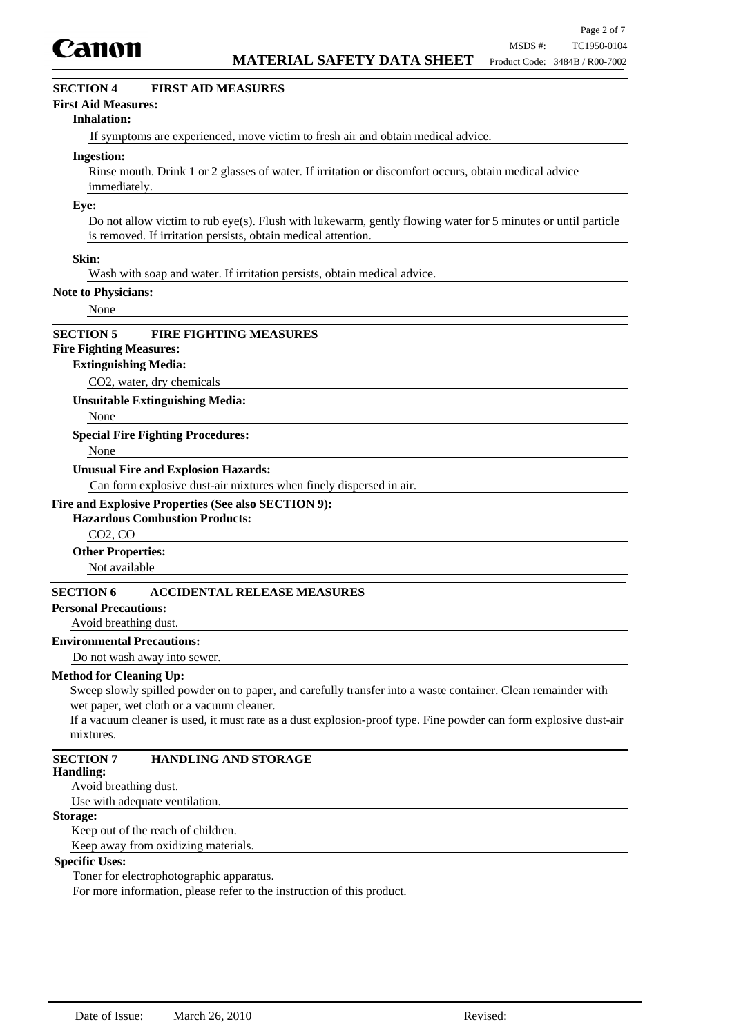## SECTION 4 FIRST AID MEASURES

**First Aid Measures:**

**Inhalation:**

If symptoms are experienced, move victim to fresh air and obtain medical advice.

**Ingestion:**

Rinse mouth. Drink 1 or 2 glasses of water. If irritation or discomfort occurs, obtain medical advice immediately.

**Eye:**

Do not allow victim to rub eye(s). Flush with lukewarm, gently flowing water for 5 minutes or until particle is removed. If irritation persists, obtain medical attention.

**Skin:**

Wash with soap and water. If irritation persists, obtain medical advice.

**Note to Physicians:**

None

## SECTION 5 FIRE FIGHTING MEASURES

**Fire Fighting Measures:**

**Extinguishing Media:**

$CO_2$, water, dry chemicals

**Unsuitable Extinguishing Media:**

None

**Special Fire Fighting Procedures:**

None

**Unusual Fire and Explosion Hazards:**

Can form explosive dust-air mixtures when finely dispersed in air.

**Fire and Explosive Properties (See also SECTION 9):**

**Hazardous Combustion Products:**

$CO_2$, CO

**Other Properties:**

Not available

## SECTION 6 ACCIDENTAL RELEASE MEASURES

**Personal Precautions:**

Avoid breathing dust.

**Environmental Precautions:**

Do not wash away into sewer.

**Method for Cleaning Up:**

Sweep slowly spilled powder on to paper, and carefully transfer into a waste container. Clean remainder with wet paper, wet cloth or a vacuum cleaner.

If a vacuum cleaner is used, it must rate as a dust explosion-proof type. Fine powder can form explosive dust-air mixtures.

## SECTION 7 HANDLING AND STORAGE

**Handling:**

Avoid breathing dust.

Use with adequate ventilation.

**Storage:**

Keep out of the reach of children.

Keep away from oxidizing materials.

**Specific Uses:**

Toner for electrophotographic apparatus.

For more information, please refer to the instruction of this product.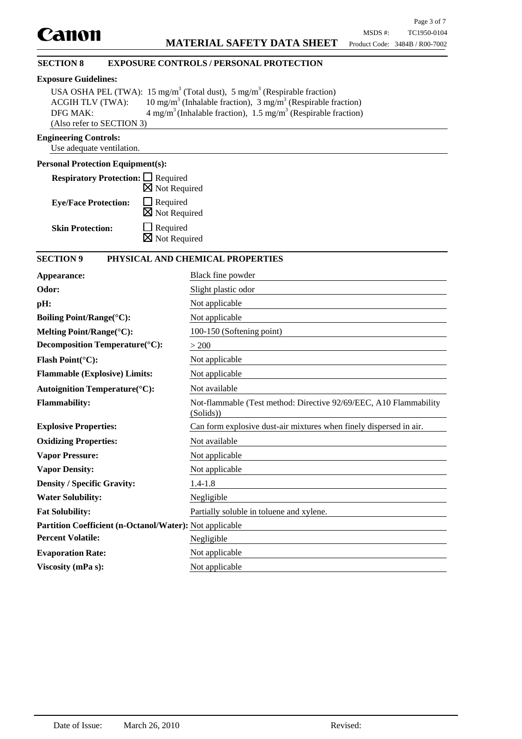## SECTION 8 EXPOSURE CONTROLS / PERSONAL PROTECTION

**Exposure Guidelines:**

USA OSHA PEL (TWA): 15 $mg/m^3$ (Total dust), 5 $mg/m^3$ (Respirable fraction)
ACGIH TLV (TWA): 10 $mg/m^3$ (Inhalable fraction), 3 $mg/m^3$ (Respirable fraction)
DFG MAK: 4 $mg/m^3$ (Inhalable fraction), 1.5 $mg/m^3$ (Respirable fraction)
(Also refer to SECTION 3)

**Engineering Controls:**

Use adequate ventilation.

**Personal Protection Equipment(s):**

**Respiratory Protection:** ☐ Required ☒ Not Required

**Eye/Face Protection:** ☐ Required ☒ Not Required

**Skin Protection:** ☐ Required ☒ Not Required

## SECTION 9 PHYSICAL AND CHEMICAL PROPERTIES

| | |
|---|---|
| **Appearance:** | Black fine powder |
| **Odor:** | Slight plastic odor |
| **pH:** | Not applicable |
| **Boiling Point/Range(°C):** | Not applicable |
| **Melting Point/Range(°C):** | 100-150 (Softening point) |
| **Decomposition Temperature(°C):** | > 200 |
| **Flash Point(°C):** | Not applicable |
| **Flammable (Explosive) Limits:** | Not applicable |
| **Autoignition Temperature(°C):** | Not available |
| **Flammability:** | Not-flammable (Test method: Directive 92/69/EEC, A10 Flammability (Solids)) |
| **Explosive Properties:** | Can form explosive dust-air mixtures when finely dispersed in air. |
| **Oxidizing Properties:** | Not available |
| **Vapor Pressure:** | Not applicable |
| **Vapor Density:** | Not applicable |
| **Density / Specific Gravity:** | 1.4-1.8 |
| **Water Solubility:** | Negligible |
| **Fat Solubility:** | Partially soluble in toluene and xylene. |
| **Partition Coefficient (n-Octanol/Water):** | Not applicable |
| **Percent Volatile:** | Negligible |
| **Evaporation Rate:** | Not applicable |
| **Viscosity (mPa s):** | Not applicable |

Date of Issue: March 26, 2010 Revised: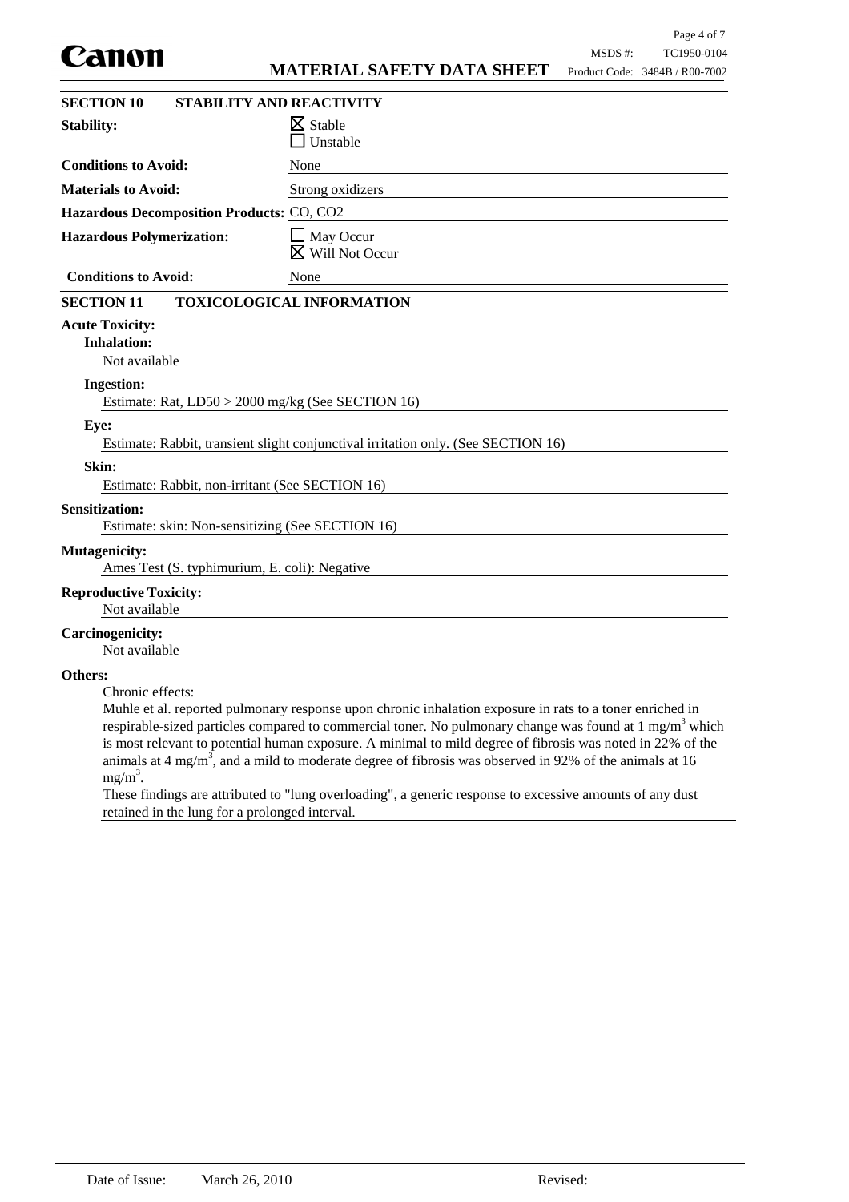## SECTION 10 STABILITY AND REACTIVITY

**Stability:** ☒ Stable ☐ Unstable

**Conditions to Avoid:** None

**Materials to Avoid:** Strong oxidizers

**Hazardous Decomposition Products:** CO, CO2

**Hazardous Polymerization:** ☐ May Occur ☒ Will Not Occur

**Conditions to Avoid:** None

## SECTION 11 TOXICOLOGICAL INFORMATION

**Acute Toxicity:**

**Inhalation:**
Not available

**Ingestion:**
Estimate: Rat, LD50 > 2000 mg/kg (See SECTION 16)

**Eye:**
Estimate: Rabbit, transient slight conjunctival irritation only. (See SECTION 16)

**Skin:**
Estimate: Rabbit, non-irritant (See SECTION 16)

**Sensitization:**
Estimate: skin: Non-sensitizing (See SECTION 16)

**Mutagenicity:**
Ames Test (S. typhimurium, E. coli): Negative

**Reproductive Toxicity:**
Not available

**Carcinogenicity:**
Not available

**Others:**

Chronic effects:
Muhle et al. reported pulmonary response upon chronic inhalation exposure in rats to a toner enriched in respirable-sized particles compared to commercial toner. No pulmonary change was found at 1 $mg/m^3$ which is most relevant to potential human exposure. A minimal to mild degree of fibrosis was noted in 22% of the animals at 4 $mg/m^3$, and a mild to moderate degree of fibrosis was observed in 92% of the animals at 16 $mg/m^3$.
These findings are attributed to "lung overloading", a generic response to excessive amounts of any dust retained in the lung for a prolonged interval.

Date of Issue: March 26, 2010 Revised: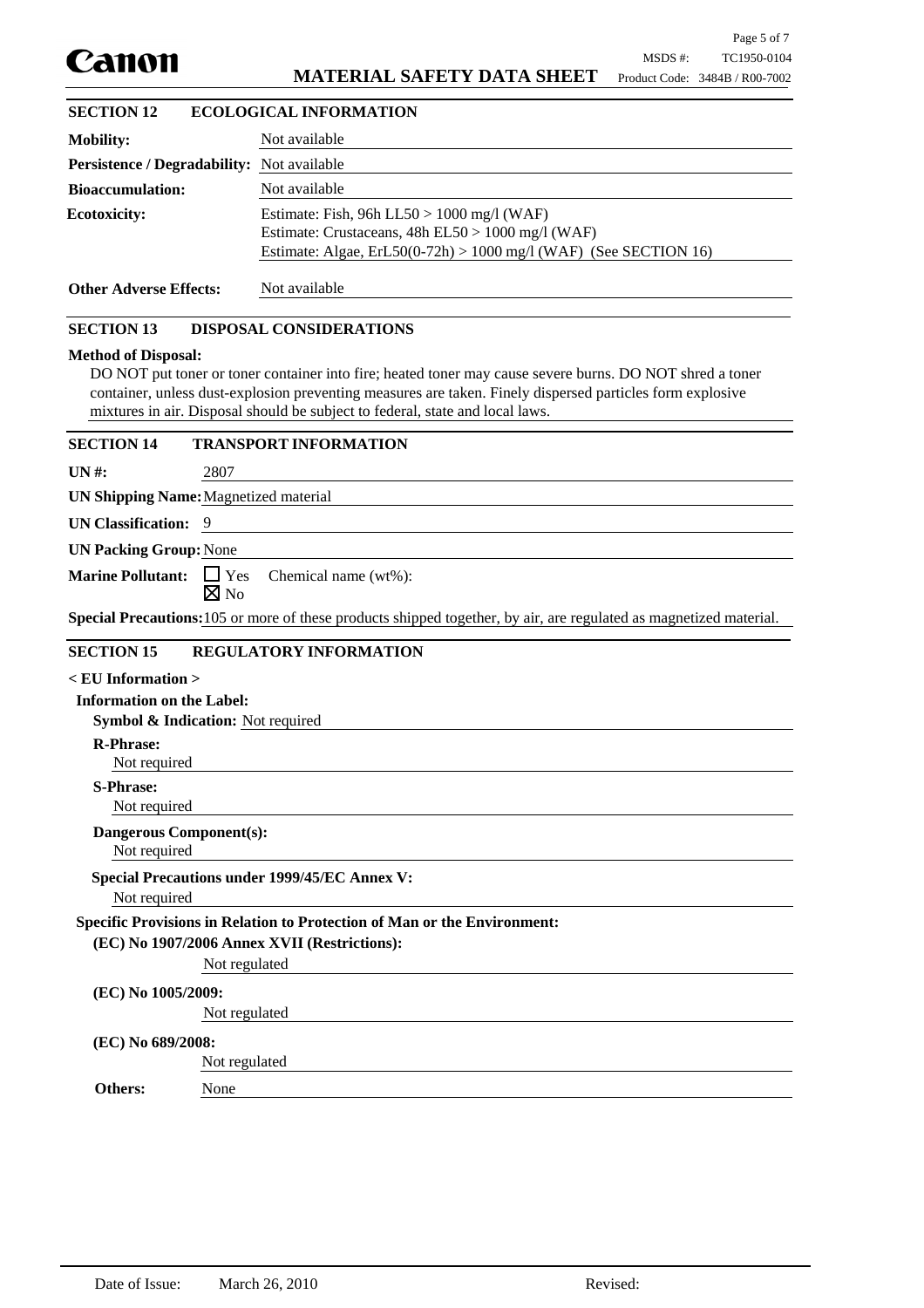## SECTION 12 ECOLOGICAL INFORMATION

**Mobility:** Not available

**Persistence / Degradability:** Not available

**Bioaccumulation:** Not available

**Ecotoxicity:**
Estimate: Fish, 96h LL50 > 1000 mg/l (WAF)
Estimate: Crustaceans, 48h EL50 > 1000 mg/l (WAF)
Estimate: Algae, ErL50(0-72h) > 1000 mg/l (WAF) (See SECTION 16)

**Other Adverse Effects:** Not available

## SECTION 13 DISPOSAL CONSIDERATIONS

**Method of Disposal:**

DO NOT put toner or toner container into fire; heated toner may cause severe burns. DO NOT shred a toner container, unless dust-explosion preventing measures are taken. Finely dispersed particles form explosive mixtures in air. Disposal should be subject to federal, state and local laws.

## SECTION 14 TRANSPORT INFORMATION

**UN #:** 2807

**UN Shipping Name:** Magnetized material

**UN Classification:** 9

**UN Packing Group:** None

**Marine Pollutant:** ☐ Yes ☒ No Chemical name (wt%):

**Special Precautions:** 105 or more of these products shipped together, by air, are regulated as magnetized material.

## SECTION 15 REGULATORY INFORMATION

**< EU Information >**

**Information on the Label:**

**Symbol & Indication:** Not required

**R-Phrase:**
Not required

**S-Phrase:**
Not required

**Dangerous Component(s):**
Not required

**Special Precautions under 1999/45/EC Annex V:**
Not required

**Specific Provisions in Relation to Protection of Man or the Environment:**

**(EC) No 1907/2006 Annex XVII (Restrictions):**
Not regulated

**(EC) No 1005/2009:**
Not regulated

**(EC) No 689/2008:**
Not regulated

**Others:** None

Date of Issue: March 26, 2010 Revised: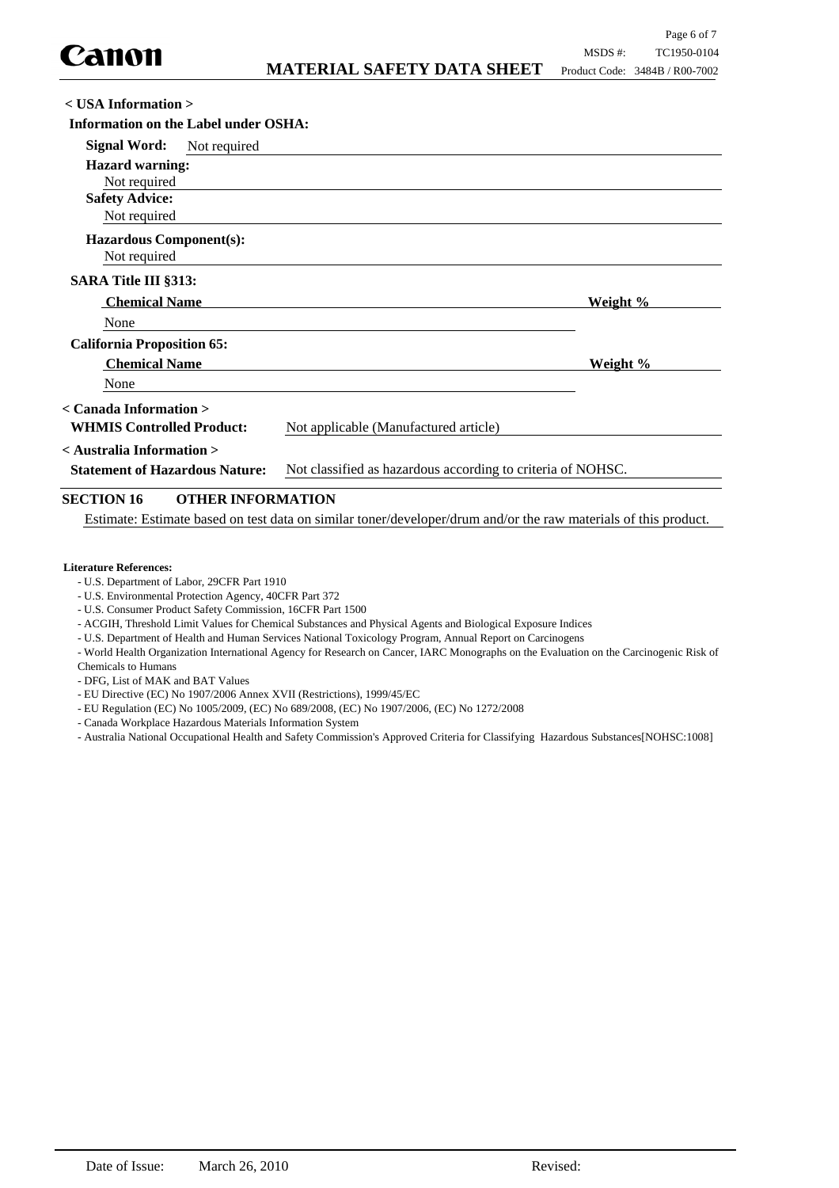**< USA Information >**

**Information on the Label under OSHA:**

**Signal Word:** Not required

**Hazard warning:**
Not required

**Safety Advice:**
Not required

**Hazardous Component(s):**
Not required

**SARA Title III §313:**

| Chemical Name | Weight % |
|---|---|
| None | |

**California Proposition 65:**

| Chemical Name | Weight % |
|---|---|
| None | |

**< Canada Information >**

**WHMIS Controlled Product:** Not applicable (Manufactured article)

**< Australia Information >**

**Statement of Hazardous Nature:** Not classified as hazardous according to criteria of NOHSC.

## SECTION 16 OTHER INFORMATION

Estimate: Estimate based on test data on similar toner/developer/drum and/or the raw materials of this product.

**Literature References:**

- U.S. Department of Labor, 29CFR Part 1910
- U.S. Environmental Protection Agency, 40CFR Part 372
- U.S. Consumer Product Safety Commission, 16CFR Part 1500
- ACGIH, Threshold Limit Values for Chemical Substances and Physical Agents and Biological Exposure Indices
- U.S. Department of Health and Human Services National Toxicology Program, Annual Report on Carcinogens
- World Health Organization International Agency for Research on Cancer, IARC Monographs on the Evaluation on the Carcinogenic Risk of Chemicals to Humans
- DFG, List of MAK and BAT Values
- EU Directive (EC) No 1907/2006 Annex XVII (Restrictions), 1999/45/EC
- EU Regulation (EC) No 1005/2009, (EC) No 689/2008, (EC) No 1907/2006, (EC) No 1272/2008
- Canada Workplace Hazardous Materials Information System
- Australia National Occupational Health and Safety Commission's Approved Criteria for Classifying Hazardous Substances[NOHSC:1008]

Date of Issue: March 26, 2010 Revised: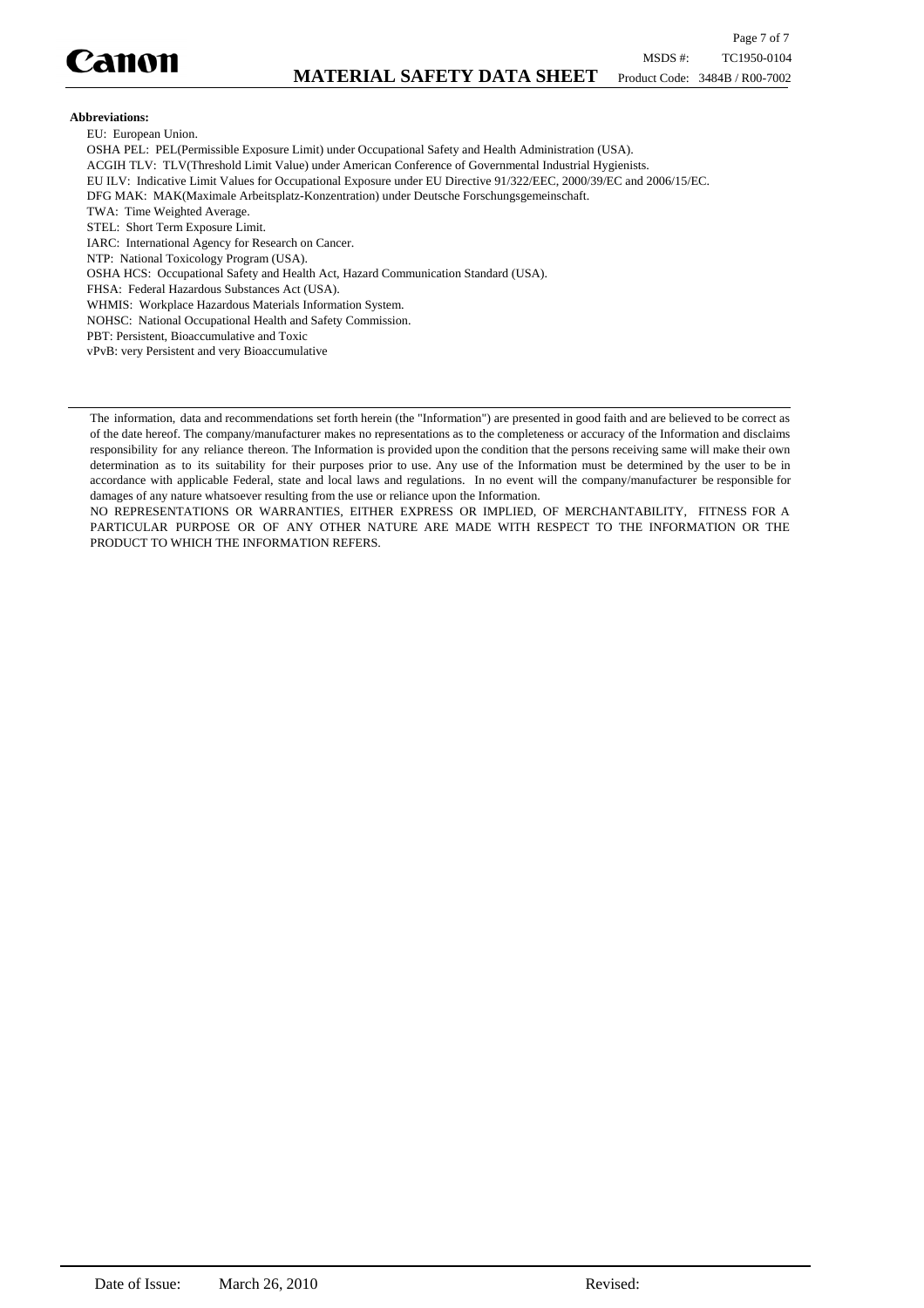**Abbreviations:**

EU: European Union.
OSHA PEL: PEL(Permissible Exposure Limit) under Occupational Safety and Health Administration (USA).
ACGIH TLV: TLV(Threshold Limit Value) under American Conference of Governmental Industrial Hygienists.
EU ILV: Indicative Limit Values for Occupational Exposure under EU Directive 91/322/EEC, 2000/39/EC and 2006/15/EC.
DFG MAK: MAK(Maximale Arbeitsplatz-Konzentration) under Deutsche Forschungsgemeinschaft.
TWA: Time Weighted Average.
STEL: Short Term Exposure Limit.
IARC: International Agency for Research on Cancer.
NTP: National Toxicology Program (USA).
OSHA HCS: Occupational Safety and Health Act, Hazard Communication Standard (USA).
FHSA: Federal Hazardous Substances Act (USA).
WHMIS: Workplace Hazardous Materials Information System.
NOHSC: National Occupational Health and Safety Commission.
PBT: Persistent, Bioaccumulative and Toxic
vPvB: very Persistent and very Bioaccumulative

---

The information, data and recommendations set forth herein (the "Information") are presented in good faith and are believed to be correct as of the date hereof. The company/manufacturer makes no representations as to the completeness or accuracy of the Information and disclaims responsibility for any reliance thereon. The Information is provided upon the condition that the persons receiving same will make their own determination as to its suitability for their purposes prior to use. Any use of the Information must be determined by the user to be in accordance with applicable Federal, state and local laws and regulations. In no event will the company/manufacturer be responsible for damages of any nature whatsoever resulting from the use or reliance upon the Information.

NO REPRESENTATIONS OR WARRANTIES, EITHER EXPRESS OR IMPLIED, OF MERCHANTABILITY, FITNESS FOR A PARTICULAR PURPOSE OR OF ANY OTHER NATURE ARE MADE WITH RESPECT TO THE INFORMATION OR THE PRODUCT TO WHICH THE INFORMATION REFERS.